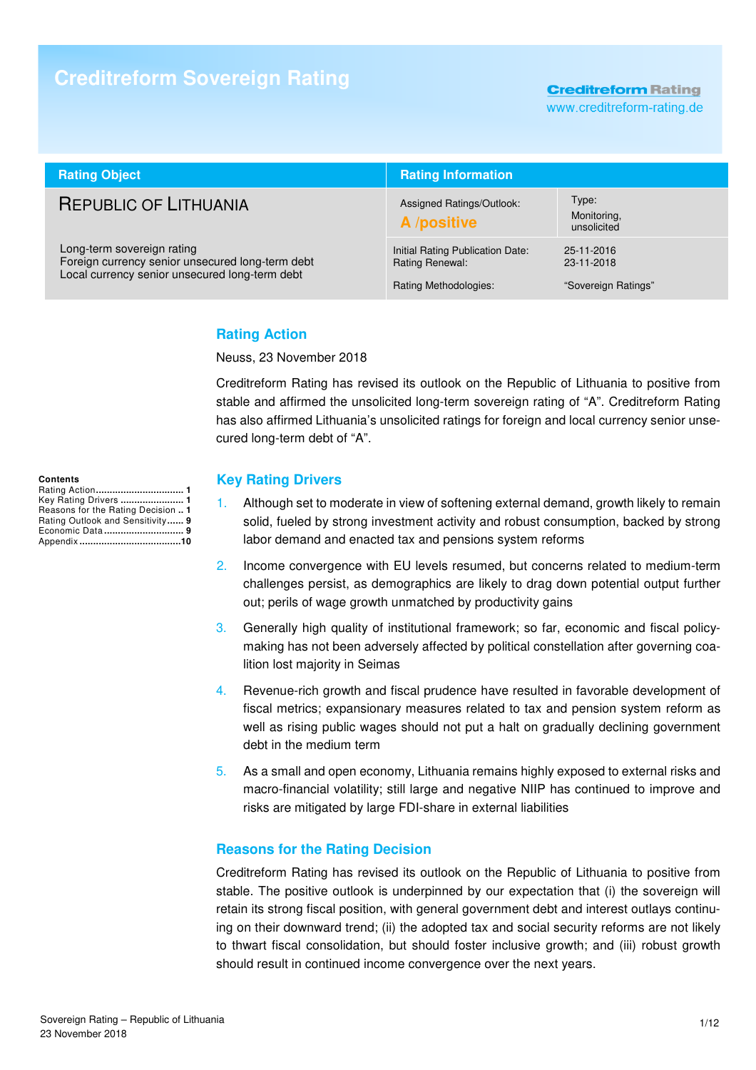# Creditreform Sovereign Rating

Creditreform Rating
www.creditreform-rating.de

| Rating Object | Rating Information | |
|---|---|---|
| REPUBLIC OF LITHUANIA | Assigned Ratings/Outlook: **A /positive** | Type: Monitoring, unsolicited |
| Long-term sovereign rating<br>Foreign currency senior unsecured long-term debt<br>Local currency senior unsecured long-term debt | Initial Rating Publication Date:<br>Rating Renewal: | 25-11-2016<br>23-11-2018 |
| | Rating Methodologies: | "Sovereign Ratings" |

**Contents**

Rating Action ................................ 1
Key Rating Drivers ....................... 1
Reasons for the Rating Decision .. 1
Rating Outlook and Sensitivity...... 9
Economic Data ............................. 9
Appendix .....................................10

## Rating Action

Neuss, 23 November 2018

Creditreform Rating has revised its outlook on the Republic of Lithuania to positive from stable and affirmed the unsolicited long-term sovereign rating of "A". Creditreform Rating has also affirmed Lithuania's unsolicited ratings for foreign and local currency senior unsecured long-term debt of "A".

## Key Rating Drivers

1. Although set to moderate in view of softening external demand, growth likely to remain solid, fueled by strong investment activity and robust consumption, backed by strong labor demand and enacted tax and pensions system reforms
2. Income convergence with EU levels resumed, but concerns related to medium-term challenges persist, as demographics are likely to drag down potential output further out; perils of wage growth unmatched by productivity gains
3. Generally high quality of institutional framework; so far, economic and fiscal policy-making has not been adversely affected by political constellation after governing coalition lost majority in Seimas
4. Revenue-rich growth and fiscal prudence have resulted in favorable development of fiscal metrics; expansionary measures related to tax and pension system reform as well as rising public wages should not put a halt on gradually declining government debt in the medium term
5. As a small and open economy, Lithuania remains highly exposed to external risks and macro-financial volatility; still large and negative NIIP has continued to improve and risks are mitigated by large FDI-share in external liabilities

## Reasons for the Rating Decision

Creditreform Rating has revised its outlook on the Republic of Lithuania to positive from stable. The positive outlook is underpinned by our expectation that (i) the sovereign will retain its strong fiscal position, with general government debt and interest outlays continuing on their downward trend; (ii) the adopted tax and social security reforms are not likely to thwart fiscal consolidation, but should foster inclusive growth; and (iii) robust growth should result in continued income convergence over the next years.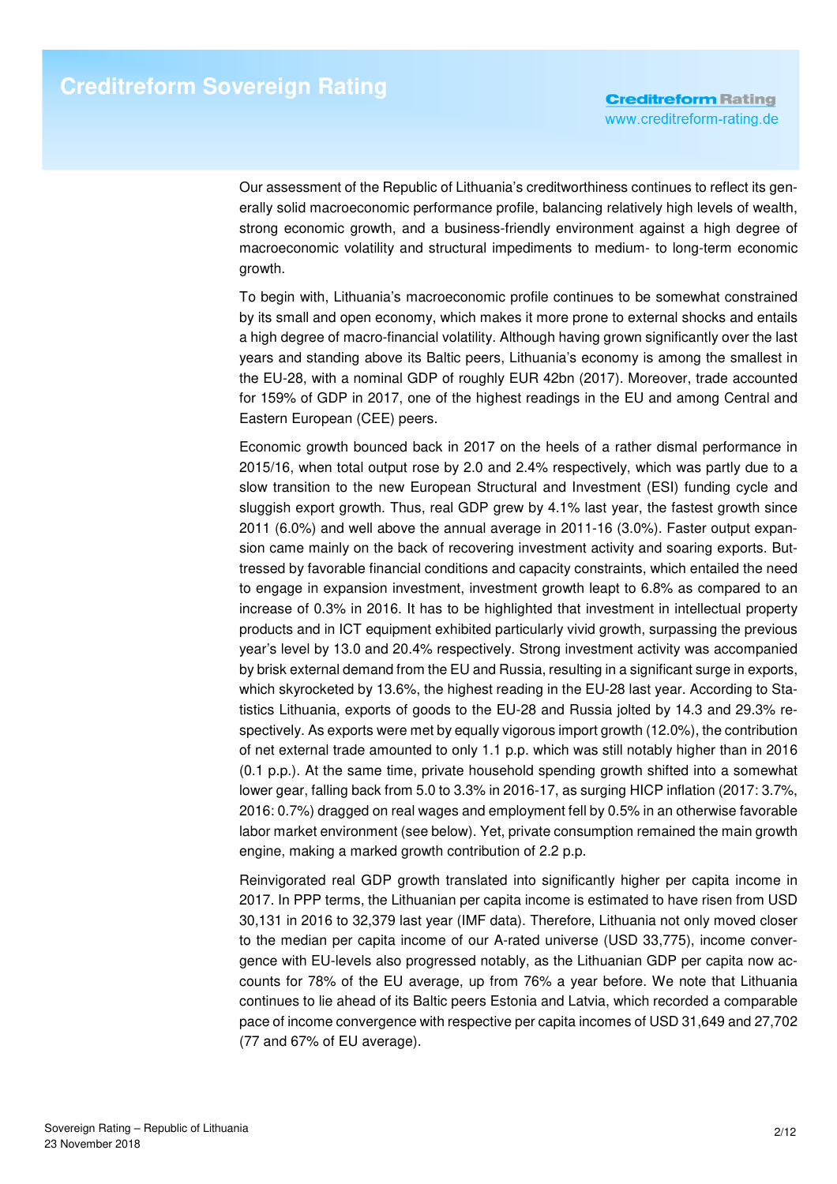Our assessment of the Republic of Lithuania's creditworthiness continues to reflect its generally solid macroeconomic performance profile, balancing relatively high levels of wealth, strong economic growth, and a business-friendly environment against a high degree of macroeconomic volatility and structural impediments to medium- to long-term economic growth.

To begin with, Lithuania's macroeconomic profile continues to be somewhat constrained by its small and open economy, which makes it more prone to external shocks and entails a high degree of macro-financial volatility. Although having grown significantly over the last years and standing above its Baltic peers, Lithuania's economy is among the smallest in the EU-28, with a nominal GDP of roughly EUR 42bn (2017). Moreover, trade accounted for 159% of GDP in 2017, one of the highest readings in the EU and among Central and Eastern European (CEE) peers.

Economic growth bounced back in 2017 on the heels of a rather dismal performance in 2015/16, when total output rose by 2.0 and 2.4% respectively, which was partly due to a slow transition to the new European Structural and Investment (ESI) funding cycle and sluggish export growth. Thus, real GDP grew by 4.1% last year, the fastest growth since 2011 (6.0%) and well above the annual average in 2011-16 (3.0%). Faster output expansion came mainly on the back of recovering investment activity and soaring exports. Buttressed by favorable financial conditions and capacity constraints, which entailed the need to engage in expansion investment, investment growth leapt to 6.8% as compared to an increase of 0.3% in 2016. It has to be highlighted that investment in intellectual property products and in ICT equipment exhibited particularly vivid growth, surpassing the previous year's level by 13.0 and 20.4% respectively. Strong investment activity was accompanied by brisk external demand from the EU and Russia, resulting in a significant surge in exports, which skyrocketed by 13.6%, the highest reading in the EU-28 last year. According to Statistics Lithuania, exports of goods to the EU-28 and Russia jolted by 14.3 and 29.3% respectively. As exports were met by equally vigorous import growth (12.0%), the contribution of net external trade amounted to only 1.1 p.p. which was still notably higher than in 2016 (0.1 p.p.). At the same time, private household spending growth shifted into a somewhat lower gear, falling back from 5.0 to 3.3% in 2016-17, as surging HICP inflation (2017: 3.7%, 2016: 0.7%) dragged on real wages and employment fell by 0.5% in an otherwise favorable labor market environment (see below). Yet, private consumption remained the main growth engine, making a marked growth contribution of 2.2 p.p.

Reinvigorated real GDP growth translated into significantly higher per capita income in 2017. In PPP terms, the Lithuanian per capita income is estimated to have risen from USD 30,131 in 2016 to 32,379 last year (IMF data). Therefore, Lithuania not only moved closer to the median per capita income of our A-rated universe (USD 33,775), income convergence with EU-levels also progressed notably, as the Lithuanian GDP per capita now accounts for 78% of the EU average, up from 76% a year before. We note that Lithuania continues to lie ahead of its Baltic peers Estonia and Latvia, which recorded a comparable pace of income convergence with respective per capita incomes of USD 31,649 and 27,702 (77 and 67% of EU average).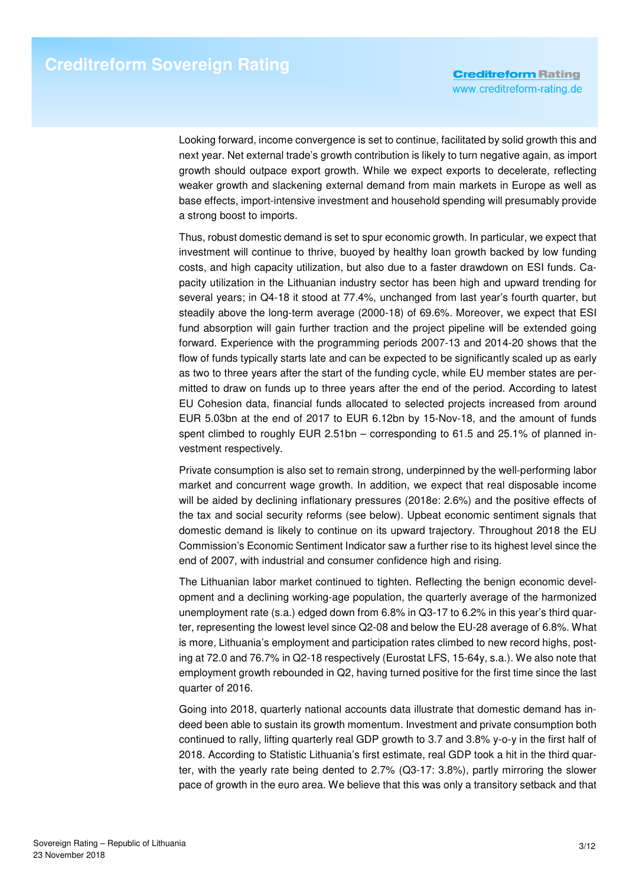Looking forward, income convergence is set to continue, facilitated by solid growth this and next year. Net external trade's growth contribution is likely to turn negative again, as import growth should outpace export growth. While we expect exports to decelerate, reflecting weaker growth and slackening external demand from main markets in Europe as well as base effects, import-intensive investment and household spending will presumably provide a strong boost to imports.

Thus, robust domestic demand is set to spur economic growth. In particular, we expect that investment will continue to thrive, buoyed by healthy loan growth backed by low funding costs, and high capacity utilization, but also due to a faster drawdown on ESI funds. Capacity utilization in the Lithuanian industry sector has been high and upward trending for several years; in Q4-18 it stood at 77.4%, unchanged from last year's fourth quarter, but steadily above the long-term average (2000-18) of 69.6%. Moreover, we expect that ESI fund absorption will gain further traction and the project pipeline will be extended going forward. Experience with the programming periods 2007-13 and 2014-20 shows that the flow of funds typically starts late and can be expected to be significantly scaled up as early as two to three years after the start of the funding cycle, while EU member states are permitted to draw on funds up to three years after the end of the period. According to latest EU Cohesion data, financial funds allocated to selected projects increased from around EUR 5.03bn at the end of 2017 to EUR 6.12bn by 15-Nov-18, and the amount of funds spent climbed to roughly EUR 2.51bn – corresponding to 61.5 and 25.1% of planned investment respectively.

Private consumption is also set to remain strong, underpinned by the well-performing labor market and concurrent wage growth. In addition, we expect that real disposable income will be aided by declining inflationary pressures (2018e: 2.6%) and the positive effects of the tax and social security reforms (see below). Upbeat economic sentiment signals that domestic demand is likely to continue on its upward trajectory. Throughout 2018 the EU Commission's Economic Sentiment Indicator saw a further rise to its highest level since the end of 2007, with industrial and consumer confidence high and rising.

The Lithuanian labor market continued to tighten. Reflecting the benign economic development and a declining working-age population, the quarterly average of the harmonized unemployment rate (s.a.) edged down from 6.8% in Q3-17 to 6.2% in this year's third quarter, representing the lowest level since Q2-08 and below the EU-28 average of 6.8%. What is more, Lithuania's employment and participation rates climbed to new record highs, posting at 72.0 and 76.7% in Q2-18 respectively (Eurostat LFS, 15-64y, s.a.). We also note that employment growth rebounded in Q2, having turned positive for the first time since the last quarter of 2016.

Going into 2018, quarterly national accounts data illustrate that domestic demand has indeed been able to sustain its growth momentum. Investment and private consumption both continued to rally, lifting quarterly real GDP growth to 3.7 and 3.8% y-o-y in the first half of 2018. According to Statistic Lithuania's first estimate, real GDP took a hit in the third quarter, with the yearly rate being dented to 2.7% (Q3-17: 3.8%), partly mirroring the slower pace of growth in the euro area. We believe that this was only a transitory setback and that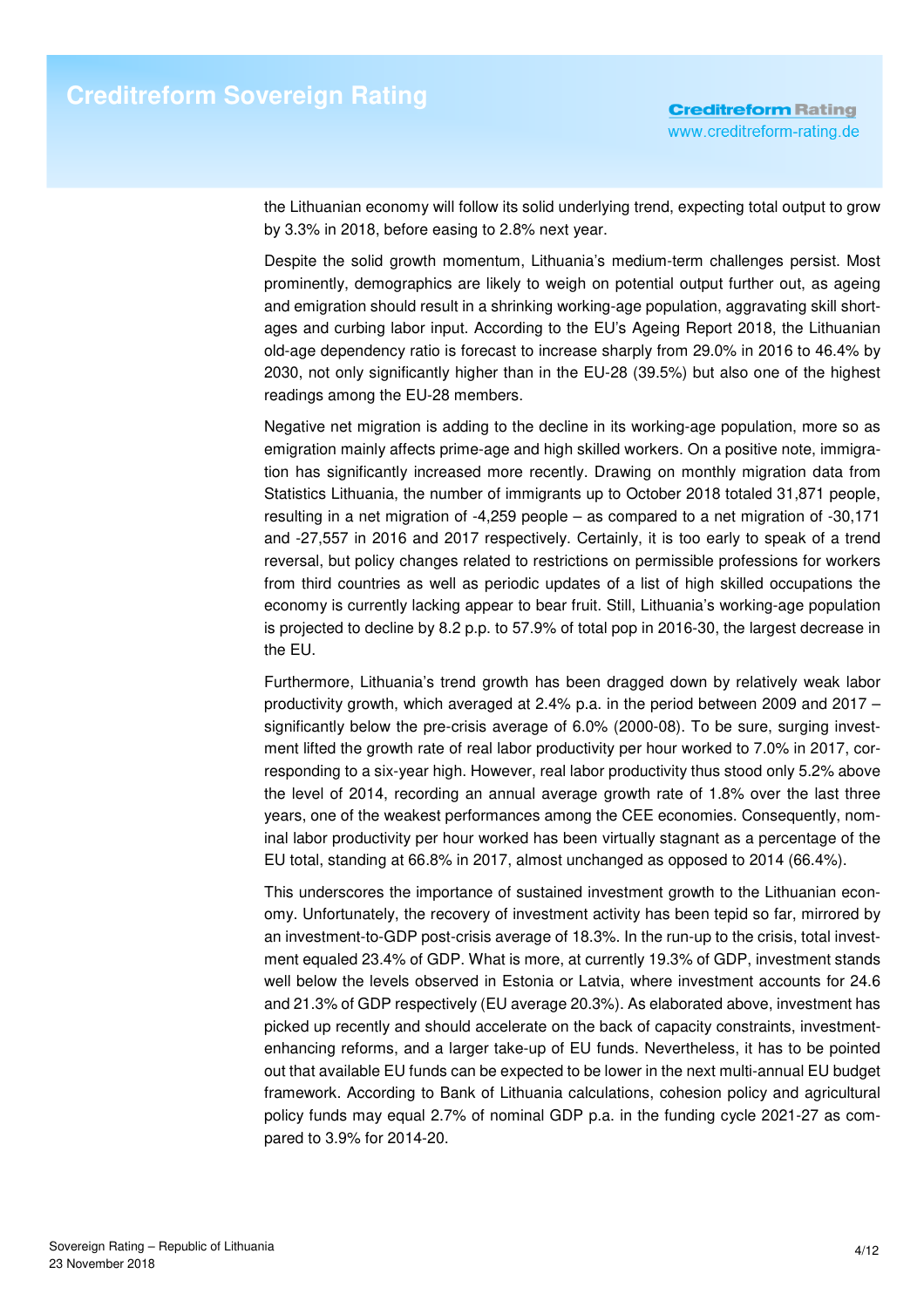the Lithuanian economy will follow its solid underlying trend, expecting total output to grow by 3.3% in 2018, before easing to 2.8% next year.

Despite the solid growth momentum, Lithuania's medium-term challenges persist. Most prominently, demographics are likely to weigh on potential output further out, as ageing and emigration should result in a shrinking working-age population, aggravating skill shortages and curbing labor input. According to the EU's Ageing Report 2018, the Lithuanian old-age dependency ratio is forecast to increase sharply from 29.0% in 2016 to 46.4% by 2030, not only significantly higher than in the EU-28 (39.5%) but also one of the highest readings among the EU-28 members.

Negative net migration is adding to the decline in its working-age population, more so as emigration mainly affects prime-age and high skilled workers. On a positive note, immigration has significantly increased more recently. Drawing on monthly migration data from Statistics Lithuania, the number of immigrants up to October 2018 totaled 31,871 people, resulting in a net migration of -4,259 people – as compared to a net migration of -30,171 and -27,557 in 2016 and 2017 respectively. Certainly, it is too early to speak of a trend reversal, but policy changes related to restrictions on permissible professions for workers from third countries as well as periodic updates of a list of high skilled occupations the economy is currently lacking appear to bear fruit. Still, Lithuania's working-age population is projected to decline by 8.2 p.p. to 57.9% of total pop in 2016-30, the largest decrease in the EU.

Furthermore, Lithuania's trend growth has been dragged down by relatively weak labor productivity growth, which averaged at 2.4% p.a. in the period between 2009 and 2017 – significantly below the pre-crisis average of 6.0% (2000-08). To be sure, surging investment lifted the growth rate of real labor productivity per hour worked to 7.0% in 2017, corresponding to a six-year high. However, real labor productivity thus stood only 5.2% above the level of 2014, recording an annual average growth rate of 1.8% over the last three years, one of the weakest performances among the CEE economies. Consequently, nominal labor productivity per hour worked has been virtually stagnant as a percentage of the EU total, standing at 66.8% in 2017, almost unchanged as opposed to 2014 (66.4%).

This underscores the importance of sustained investment growth to the Lithuanian economy. Unfortunately, the recovery of investment activity has been tepid so far, mirrored by an investment-to-GDP post-crisis average of 18.3%. In the run-up to the crisis, total investment equaled 23.4% of GDP. What is more, at currently 19.3% of GDP, investment stands well below the levels observed in Estonia or Latvia, where investment accounts for 24.6 and 21.3% of GDP respectively (EU average 20.3%). As elaborated above, investment has picked up recently and should accelerate on the back of capacity constraints, investment-enhancing reforms, and a larger take-up of EU funds. Nevertheless, it has to be pointed out that available EU funds can be expected to be lower in the next multi-annual EU budget framework. According to Bank of Lithuania calculations, cohesion policy and agricultural policy funds may equal 2.7% of nominal GDP p.a. in the funding cycle 2021-27 as compared to 3.9% for 2014-20.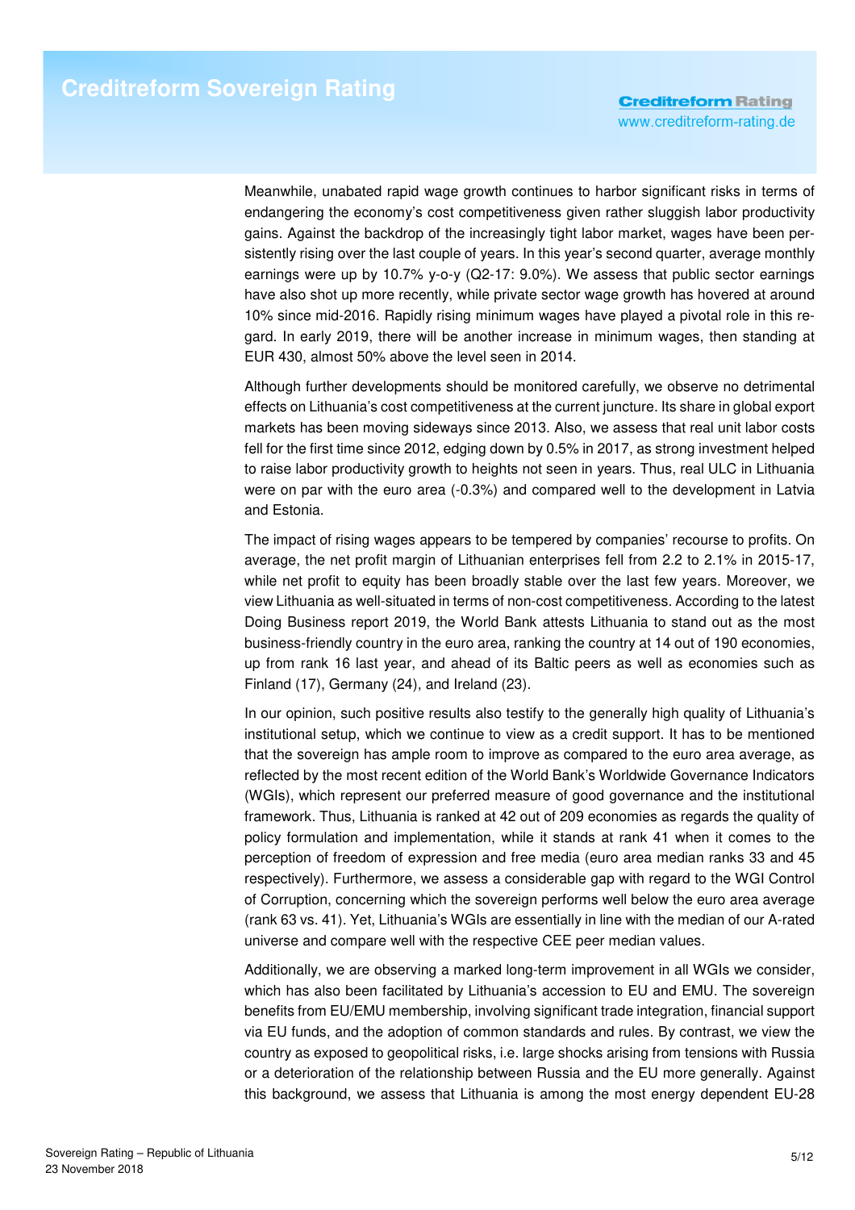Meanwhile, unabated rapid wage growth continues to harbor significant risks in terms of endangering the economy's cost competitiveness given rather sluggish labor productivity gains. Against the backdrop of the increasingly tight labor market, wages have been persistently rising over the last couple of years. In this year's second quarter, average monthly earnings were up by 10.7% y-o-y (Q2-17: 9.0%). We assess that public sector earnings have also shot up more recently, while private sector wage growth has hovered at around 10% since mid-2016. Rapidly rising minimum wages have played a pivotal role in this regard. In early 2019, there will be another increase in minimum wages, then standing at EUR 430, almost 50% above the level seen in 2014.

Although further developments should be monitored carefully, we observe no detrimental effects on Lithuania's cost competitiveness at the current juncture. Its share in global export markets has been moving sideways since 2013. Also, we assess that real unit labor costs fell for the first time since 2012, edging down by 0.5% in 2017, as strong investment helped to raise labor productivity growth to heights not seen in years. Thus, real ULC in Lithuania were on par with the euro area (-0.3%) and compared well to the development in Latvia and Estonia.

The impact of rising wages appears to be tempered by companies' recourse to profits. On average, the net profit margin of Lithuanian enterprises fell from 2.2 to 2.1% in 2015-17, while net profit to equity has been broadly stable over the last few years. Moreover, we view Lithuania as well-situated in terms of non-cost competitiveness. According to the latest Doing Business report 2019, the World Bank attests Lithuania to stand out as the most business-friendly country in the euro area, ranking the country at 14 out of 190 economies, up from rank 16 last year, and ahead of its Baltic peers as well as economies such as Finland (17), Germany (24), and Ireland (23).

In our opinion, such positive results also testify to the generally high quality of Lithuania's institutional setup, which we continue to view as a credit support. It has to be mentioned that the sovereign has ample room to improve as compared to the euro area average, as reflected by the most recent edition of the World Bank's Worldwide Governance Indicators (WGIs), which represent our preferred measure of good governance and the institutional framework. Thus, Lithuania is ranked at 42 out of 209 economies as regards the quality of policy formulation and implementation, while it stands at rank 41 when it comes to the perception of freedom of expression and free media (euro area median ranks 33 and 45 respectively). Furthermore, we assess a considerable gap with regard to the WGI Control of Corruption, concerning which the sovereign performs well below the euro area average (rank 63 vs. 41). Yet, Lithuania's WGIs are essentially in line with the median of our A-rated universe and compare well with the respective CEE peer median values.

Additionally, we are observing a marked long-term improvement in all WGIs we consider, which has also been facilitated by Lithuania's accession to EU and EMU. The sovereign benefits from EU/EMU membership, involving significant trade integration, financial support via EU funds, and the adoption of common standards and rules. By contrast, we view the country as exposed to geopolitical risks, i.e. large shocks arising from tensions with Russia or a deterioration of the relationship between Russia and the EU more generally. Against this background, we assess that Lithuania is among the most energy dependent EU-28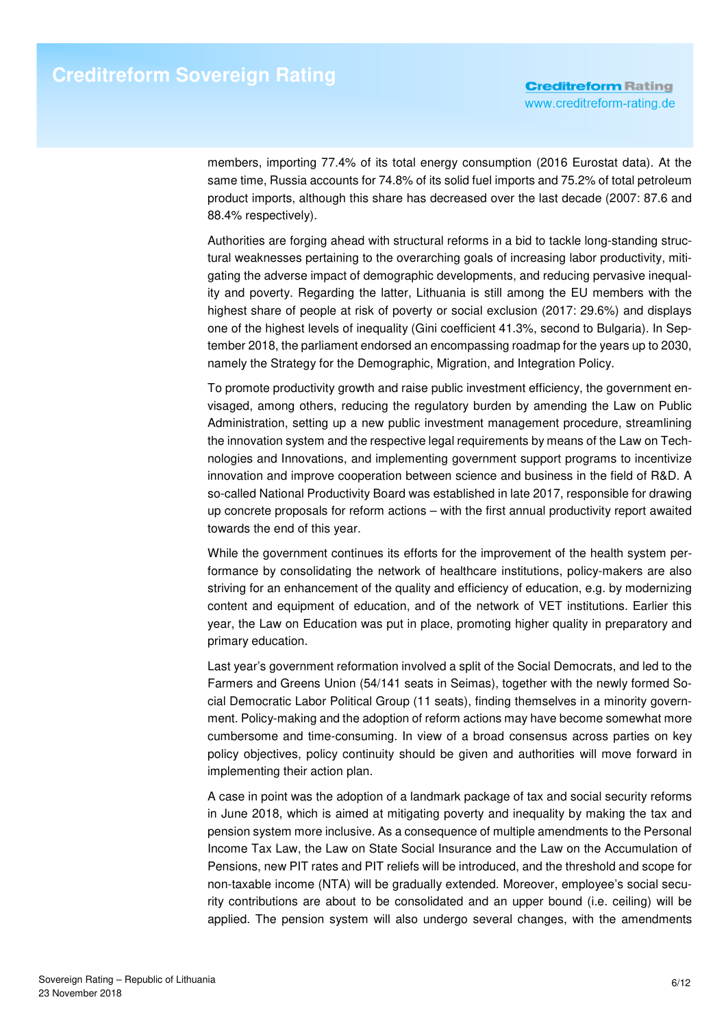members, importing 77.4% of its total energy consumption (2016 Eurostat data). At the same time, Russia accounts for 74.8% of its solid fuel imports and 75.2% of total petroleum product imports, although this share has decreased over the last decade (2007: 87.6 and 88.4% respectively).

Authorities are forging ahead with structural reforms in a bid to tackle long-standing structural weaknesses pertaining to the overarching goals of increasing labor productivity, mitigating the adverse impact of demographic developments, and reducing pervasive inequality and poverty. Regarding the latter, Lithuania is still among the EU members with the highest share of people at risk of poverty or social exclusion (2017: 29.6%) and displays one of the highest levels of inequality (Gini coefficient 41.3%, second to Bulgaria). In September 2018, the parliament endorsed an encompassing roadmap for the years up to 2030, namely the Strategy for the Demographic, Migration, and Integration Policy.

To promote productivity growth and raise public investment efficiency, the government envisaged, among others, reducing the regulatory burden by amending the Law on Public Administration, setting up a new public investment management procedure, streamlining the innovation system and the respective legal requirements by means of the Law on Technologies and Innovations, and implementing government support programs to incentivize innovation and improve cooperation between science and business in the field of R&D. A so-called National Productivity Board was established in late 2017, responsible for drawing up concrete proposals for reform actions – with the first annual productivity report awaited towards the end of this year.

While the government continues its efforts for the improvement of the health system performance by consolidating the network of healthcare institutions, policy-makers are also striving for an enhancement of the quality and efficiency of education, e.g. by modernizing content and equipment of education, and of the network of VET institutions. Earlier this year, the Law on Education was put in place, promoting higher quality in preparatory and primary education.

Last year's government reformation involved a split of the Social Democrats, and led to the Farmers and Greens Union (54/141 seats in Seimas), together with the newly formed Social Democratic Labor Political Group (11 seats), finding themselves in a minority government. Policy-making and the adoption of reform actions may have become somewhat more cumbersome and time-consuming. In view of a broad consensus across parties on key policy objectives, policy continuity should be given and authorities will move forward in implementing their action plan.

A case in point was the adoption of a landmark package of tax and social security reforms in June 2018, which is aimed at mitigating poverty and inequality by making the tax and pension system more inclusive. As a consequence of multiple amendments to the Personal Income Tax Law, the Law on State Social Insurance and the Law on the Accumulation of Pensions, new PIT rates and PIT reliefs will be introduced, and the threshold and scope for non-taxable income (NTA) will be gradually extended. Moreover, employee's social security contributions are about to be consolidated and an upper bound (i.e. ceiling) will be applied. The pension system will also undergo several changes, with the amendments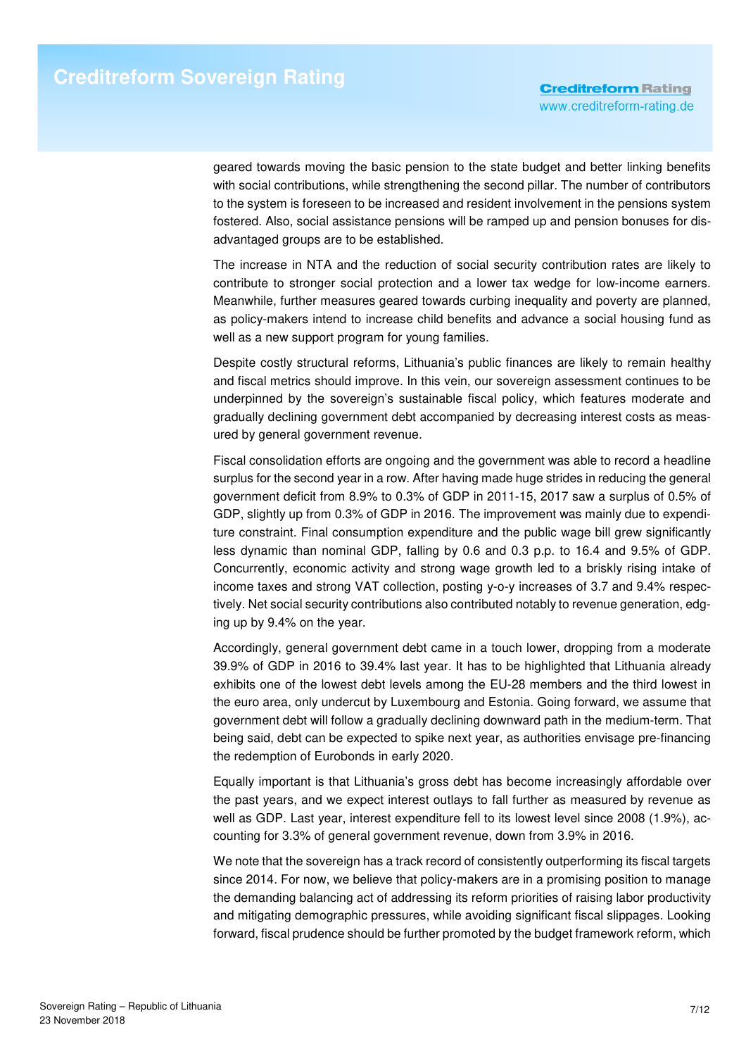geared towards moving the basic pension to the state budget and better linking benefits with social contributions, while strengthening the second pillar. The number of contributors to the system is foreseen to be increased and resident involvement in the pensions system fostered. Also, social assistance pensions will be ramped up and pension bonuses for disadvantaged groups are to be established.

The increase in NTA and the reduction of social security contribution rates are likely to contribute to stronger social protection and a lower tax wedge for low-income earners. Meanwhile, further measures geared towards curbing inequality and poverty are planned, as policy-makers intend to increase child benefits and advance a social housing fund as well as a new support program for young families.

Despite costly structural reforms, Lithuania's public finances are likely to remain healthy and fiscal metrics should improve. In this vein, our sovereign assessment continues to be underpinned by the sovereign's sustainable fiscal policy, which features moderate and gradually declining government debt accompanied by decreasing interest costs as measured by general government revenue.

Fiscal consolidation efforts are ongoing and the government was able to record a headline surplus for the second year in a row. After having made huge strides in reducing the general government deficit from 8.9% to 0.3% of GDP in 2011-15, 2017 saw a surplus of 0.5% of GDP, slightly up from 0.3% of GDP in 2016. The improvement was mainly due to expenditure constraint. Final consumption expenditure and the public wage bill grew significantly less dynamic than nominal GDP, falling by 0.6 and 0.3 p.p. to 16.4 and 9.5% of GDP. Concurrently, economic activity and strong wage growth led to a briskly rising intake of income taxes and strong VAT collection, posting y-o-y increases of 3.7 and 9.4% respectively. Net social security contributions also contributed notably to revenue generation, edging up by 9.4% on the year.

Accordingly, general government debt came in a touch lower, dropping from a moderate 39.9% of GDP in 2016 to 39.4% last year. It has to be highlighted that Lithuania already exhibits one of the lowest debt levels among the EU-28 members and the third lowest in the euro area, only undercut by Luxembourg and Estonia. Going forward, we assume that government debt will follow a gradually declining downward path in the medium-term. That being said, debt can be expected to spike next year, as authorities envisage pre-financing the redemption of Eurobonds in early 2020.

Equally important is that Lithuania's gross debt has become increasingly affordable over the past years, and we expect interest outlays to fall further as measured by revenue as well as GDP. Last year, interest expenditure fell to its lowest level since 2008 (1.9%), accounting for 3.3% of general government revenue, down from 3.9% in 2016.

We note that the sovereign has a track record of consistently outperforming its fiscal targets since 2014. For now, we believe that policy-makers are in a promising position to manage the demanding balancing act of addressing its reform priorities of raising labor productivity and mitigating demographic pressures, while avoiding significant fiscal slippages. Looking forward, fiscal prudence should be further promoted by the budget framework reform, which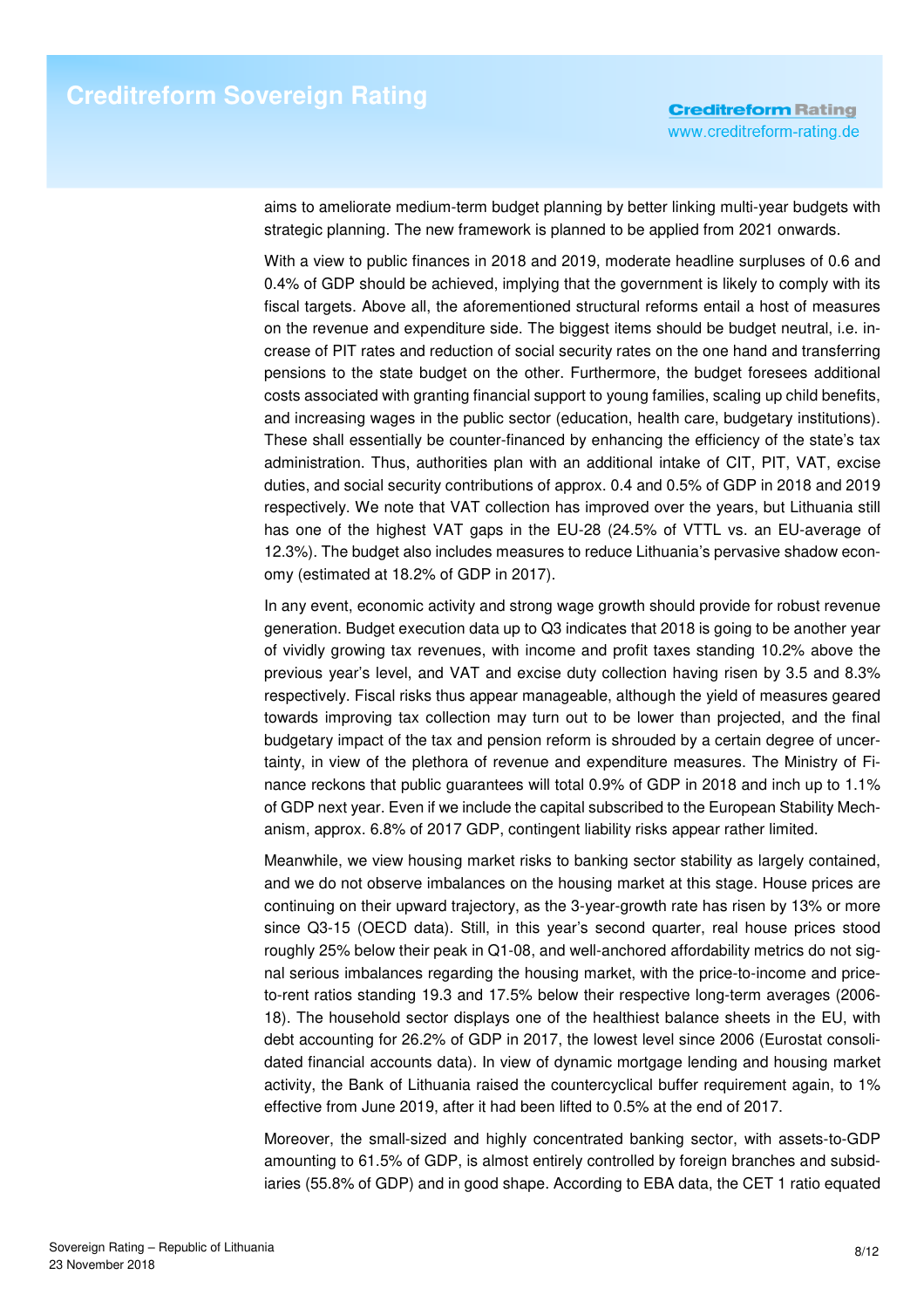aims to ameliorate medium-term budget planning by better linking multi-year budgets with strategic planning. The new framework is planned to be applied from 2021 onwards.

With a view to public finances in 2018 and 2019, moderate headline surpluses of 0.6 and 0.4% of GDP should be achieved, implying that the government is likely to comply with its fiscal targets. Above all, the aforementioned structural reforms entail a host of measures on the revenue and expenditure side. The biggest items should be budget neutral, i.e. increase of PIT rates and reduction of social security rates on the one hand and transferring pensions to the state budget on the other. Furthermore, the budget foresees additional costs associated with granting financial support to young families, scaling up child benefits, and increasing wages in the public sector (education, health care, budgetary institutions). These shall essentially be counter-financed by enhancing the efficiency of the state's tax administration. Thus, authorities plan with an additional intake of CIT, PIT, VAT, excise duties, and social security contributions of approx. 0.4 and 0.5% of GDP in 2018 and 2019 respectively. We note that VAT collection has improved over the years, but Lithuania still has one of the highest VAT gaps in the EU-28 (24.5% of VTTL vs. an EU-average of 12.3%). The budget also includes measures to reduce Lithuania's pervasive shadow economy (estimated at 18.2% of GDP in 2017).

In any event, economic activity and strong wage growth should provide for robust revenue generation. Budget execution data up to Q3 indicates that 2018 is going to be another year of vividly growing tax revenues, with income and profit taxes standing 10.2% above the previous year's level, and VAT and excise duty collection having risen by 3.5 and 8.3% respectively. Fiscal risks thus appear manageable, although the yield of measures geared towards improving tax collection may turn out to be lower than projected, and the final budgetary impact of the tax and pension reform is shrouded by a certain degree of uncertainty, in view of the plethora of revenue and expenditure measures. The Ministry of Finance reckons that public guarantees will total 0.9% of GDP in 2018 and inch up to 1.1% of GDP next year. Even if we include the capital subscribed to the European Stability Mechanism, approx. 6.8% of 2017 GDP, contingent liability risks appear rather limited.

Meanwhile, we view housing market risks to banking sector stability as largely contained, and we do not observe imbalances on the housing market at this stage. House prices are continuing on their upward trajectory, as the 3-year-growth rate has risen by 13% or more since Q3-15 (OECD data). Still, in this year's second quarter, real house prices stood roughly 25% below their peak in Q1-08, and well-anchored affordability metrics do not signal serious imbalances regarding the housing market, with the price-to-income and price-to-rent ratios standing 19.3 and 17.5% below their respective long-term averages (2006-18). The household sector displays one of the healthiest balance sheets in the EU, with debt accounting for 26.2% of GDP in 2017, the lowest level since 2006 (Eurostat consolidated financial accounts data). In view of dynamic mortgage lending and housing market activity, the Bank of Lithuania raised the countercyclical buffer requirement again, to 1% effective from June 2019, after it had been lifted to 0.5% at the end of 2017.

Moreover, the small-sized and highly concentrated banking sector, with assets-to-GDP amounting to 61.5% of GDP, is almost entirely controlled by foreign branches and subsidiaries (55.8% of GDP) and in good shape. According to EBA data, the CET 1 ratio equated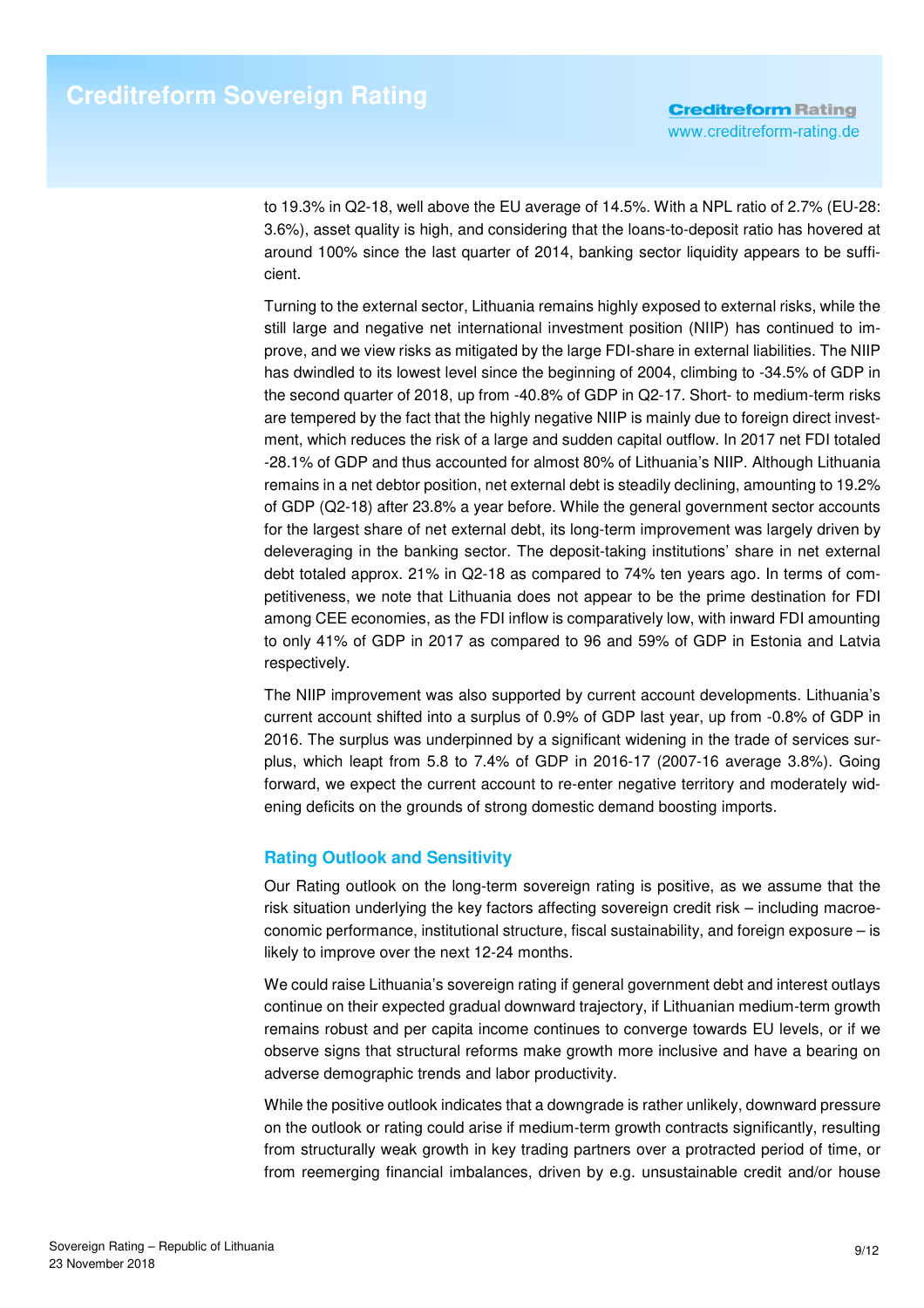to 19.3% in Q2-18, well above the EU average of 14.5%. With a NPL ratio of 2.7% (EU-28: 3.6%), asset quality is high, and considering that the loans-to-deposit ratio has hovered at around 100% since the last quarter of 2014, banking sector liquidity appears to be sufficient.

Turning to the external sector, Lithuania remains highly exposed to external risks, while the still large and negative net international investment position (NIIP) has continued to improve, and we view risks as mitigated by the large FDI-share in external liabilities. The NIIP has dwindled to its lowest level since the beginning of 2004, climbing to -34.5% of GDP in the second quarter of 2018, up from -40.8% of GDP in Q2-17. Short- to medium-term risks are tempered by the fact that the highly negative NIIP is mainly due to foreign direct investment, which reduces the risk of a large and sudden capital outflow. In 2017 net FDI totaled -28.1% of GDP and thus accounted for almost 80% of Lithuania's NIIP. Although Lithuania remains in a net debtor position, net external debt is steadily declining, amounting to 19.2% of GDP (Q2-18) after 23.8% a year before. While the general government sector accounts for the largest share of net external debt, its long-term improvement was largely driven by deleveraging in the banking sector. The deposit-taking institutions' share in net external debt totaled approx. 21% in Q2-18 as compared to 74% ten years ago. In terms of competitiveness, we note that Lithuania does not appear to be the prime destination for FDI among CEE economies, as the FDI inflow is comparatively low, with inward FDI amounting to only 41% of GDP in 2017 as compared to 96 and 59% of GDP in Estonia and Latvia respectively.

The NIIP improvement was also supported by current account developments. Lithuania's current account shifted into a surplus of 0.9% of GDP last year, up from -0.8% of GDP in 2016. The surplus was underpinned by a significant widening in the trade of services surplus, which leapt from 5.8 to 7.4% of GDP in 2016-17 (2007-16 average 3.8%). Going forward, we expect the current account to re-enter negative territory and moderately widening deficits on the grounds of strong domestic demand boosting imports.

## Rating Outlook and Sensitivity

Our Rating outlook on the long-term sovereign rating is positive, as we assume that the risk situation underlying the key factors affecting sovereign credit risk – including macroeconomic performance, institutional structure, fiscal sustainability, and foreign exposure – is likely to improve over the next 12-24 months.

We could raise Lithuania's sovereign rating if general government debt and interest outlays continue on their expected gradual downward trajectory, if Lithuanian medium-term growth remains robust and per capita income continues to converge towards EU levels, or if we observe signs that structural reforms make growth more inclusive and have a bearing on adverse demographic trends and labor productivity.

While the positive outlook indicates that a downgrade is rather unlikely, downward pressure on the outlook or rating could arise if medium-term growth contracts significantly, resulting from structurally weak growth in key trading partners over a protracted period of time, or from reemerging financial imbalances, driven by e.g. unsustainable credit and/or house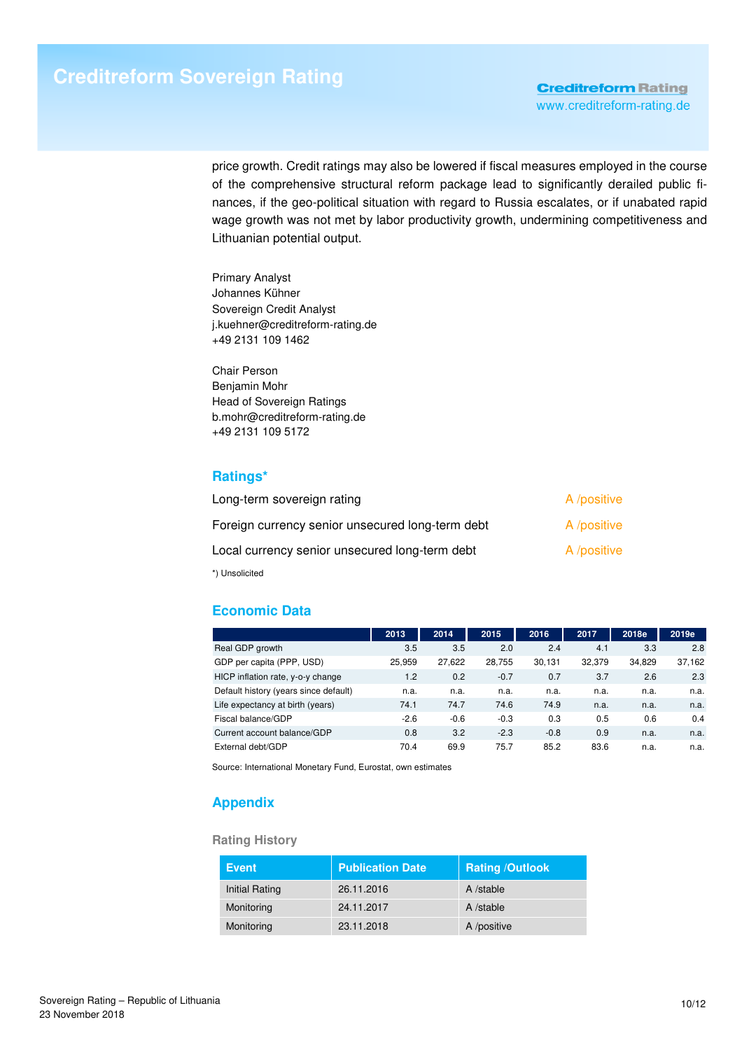price growth. Credit ratings may also be lowered if fiscal measures employed in the course of the comprehensive structural reform package lead to significantly derailed public finances, if the geo-political situation with regard to Russia escalates, or if unabated rapid wage growth was not met by labor productivity growth, undermining competitiveness and Lithuanian potential output.

Primary Analyst
Johannes Kühner
Sovereign Credit Analyst
j.kuehner@creditreform-rating.de
+49 2131 109 1462

Chair Person
Benjamin Mohr
Head of Sovereign Ratings
b.mohr@creditreform-rating.de
+49 2131 109 5172

## Ratings*

| | |
|---|---|
| Long-term sovereign rating | A /positive |
| Foreign currency senior unsecured long-term debt | A /positive |
| Local currency senior unsecured long-term debt | A /positive |

*) Unsolicited

## Economic Data

| | 2013 | 2014 | 2015 | 2016 | 2017 | 2018e | 2019e |
|---|---|---|---|---|---|---|---|
| Real GDP growth | 3.5 | 3.5 | 2.0 | 2.4 | 4.1 | 3.3 | 2.8 |
| GDP per capita (PPP, USD) | 25,959 | 27,622 | 28,755 | 30,131 | 32,379 | 34,829 | 37,162 |
| HICP inflation rate, y-o-y change | 1.2 | 0.2 | -0.7 | 0.7 | 3.7 | 2.6 | 2.3 |
| Default history (years since default) | n.a. | n.a. | n.a. | n.a. | n.a. | n.a. | n.a. |
| Life expectancy at birth (years) | 74.1 | 74.7 | 74.6 | 74.9 | n.a. | n.a. | n.a. |
| Fiscal balance/GDP | -2.6 | -0.6 | -0.3 | 0.3 | 0.5 | 0.6 | 0.4 |
| Current account balance/GDP | 0.8 | 3.2 | -2.3 | -0.8 | 0.9 | n.a. | n.a. |
| External debt/GDP | 70.4 | 69.9 | 75.7 | 85.2 | 83.6 | n.a. | n.a. |

Source: International Monetary Fund, Eurostat, own estimates

## Appendix

### Rating History

| Event | Publication Date | Rating /Outlook |
|---|---|---|
| Initial Rating | 26.11.2016 | A /stable |
| Monitoring | 24.11.2017 | A /stable |
| Monitoring | 23.11.2018 | A /positive |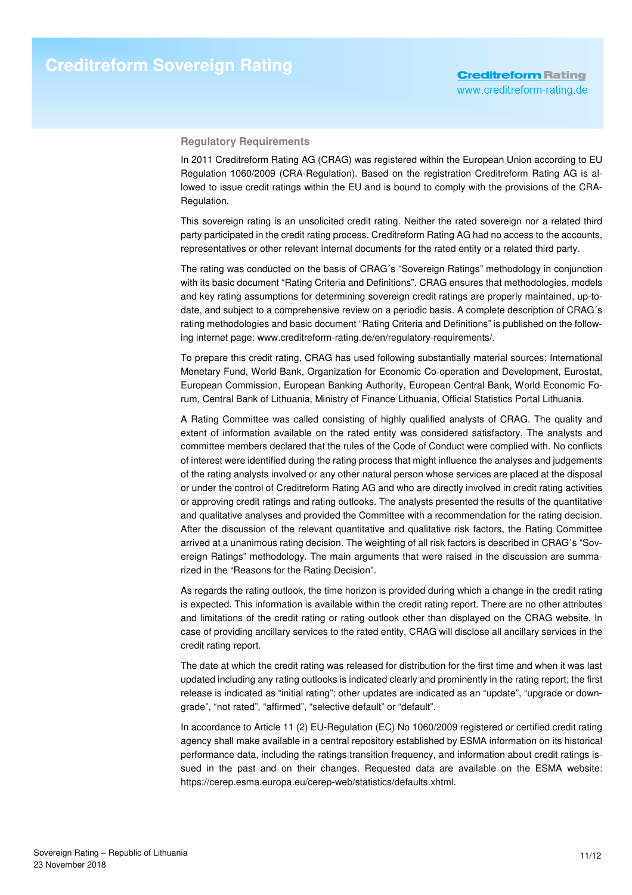## Regulatory Requirements

In 2011 Creditreform Rating AG (CRAG) was registered within the European Union according to EU Regulation 1060/2009 (CRA-Regulation). Based on the registration Creditreform Rating AG is allowed to issue credit ratings within the EU and is bound to comply with the provisions of the CRA-Regulation.

This sovereign rating is an unsolicited credit rating. Neither the rated sovereign nor a related third party participated in the credit rating process. Creditreform Rating AG had no access to the accounts, representatives or other relevant internal documents for the rated entity or a related third party.

The rating was conducted on the basis of CRAG´s "Sovereign Ratings" methodology in conjunction with its basic document "Rating Criteria and Definitions". CRAG ensures that methodologies, models and key rating assumptions for determining sovereign credit ratings are properly maintained, up-to-date, and subject to a comprehensive review on a periodic basis. A complete description of CRAG´s rating methodologies and basic document "Rating Criteria and Definitions" is published on the following internet page: www.creditreform-rating.de/en/regulatory-requirements/.

To prepare this credit rating, CRAG has used following substantially material sources: International Monetary Fund, World Bank, Organization for Economic Co-operation and Development, Eurostat, European Commission, European Banking Authority, European Central Bank, World Economic Forum, Central Bank of Lithuania, Ministry of Finance Lithuania, Official Statistics Portal Lithuania.

A Rating Committee was called consisting of highly qualified analysts of CRAG. The quality and extent of information available on the rated entity was considered satisfactory. The analysts and committee members declared that the rules of the Code of Conduct were complied with. No conflicts of interest were identified during the rating process that might influence the analyses and judgements of the rating analysts involved or any other natural person whose services are placed at the disposal or under the control of Creditreform Rating AG and who are directly involved in credit rating activities or approving credit ratings and rating outlooks. The analysts presented the results of the quantitative and qualitative analyses and provided the Committee with a recommendation for the rating decision. After the discussion of the relevant quantitative and qualitative risk factors, the Rating Committee arrived at a unanimous rating decision. The weighting of all risk factors is described in CRAG´s "Sovereign Ratings" methodology. The main arguments that were raised in the discussion are summarized in the "Reasons for the Rating Decision".

As regards the rating outlook, the time horizon is provided during which a change in the credit rating is expected. This information is available within the credit rating report. There are no other attributes and limitations of the credit rating or rating outlook other than displayed on the CRAG website. In case of providing ancillary services to the rated entity, CRAG will disclose all ancillary services in the credit rating report.

The date at which the credit rating was released for distribution for the first time and when it was last updated including any rating outlooks is indicated clearly and prominently in the rating report; the first release is indicated as "initial rating"; other updates are indicated as an "update", "upgrade or downgrade", "not rated", "affirmed", "selective default" or "default".

In accordance to Article 11 (2) EU-Regulation (EC) No 1060/2009 registered or certified credit rating agency shall make available in a central repository established by ESMA information on its historical performance data, including the ratings transition frequency, and information about credit ratings issued in the past and on their changes. Requested data are available on the ESMA website: https://cerep.esma.europa.eu/cerep-web/statistics/defaults.xhtml.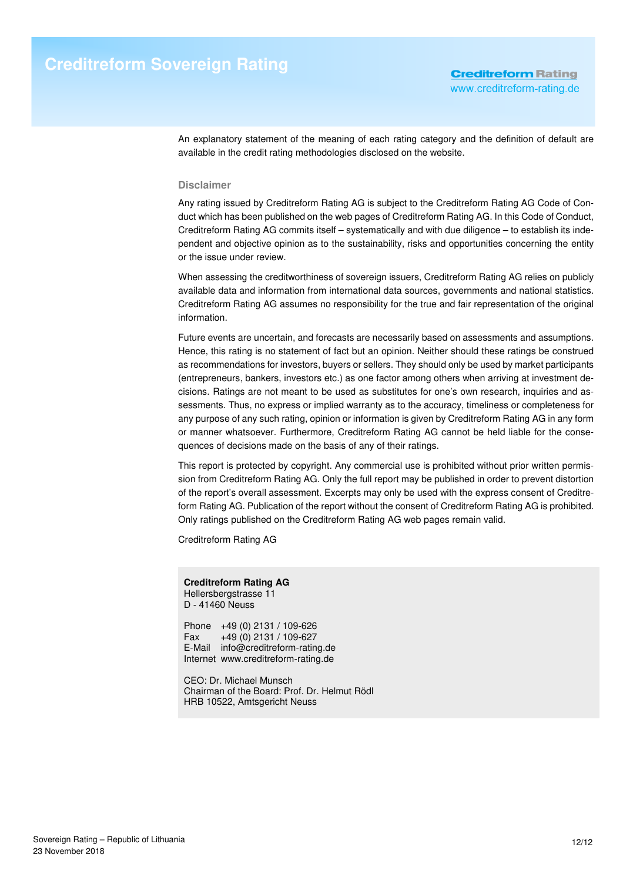An explanatory statement of the meaning of each rating category and the definition of default are available in the credit rating methodologies disclosed on the website.

### Disclaimer

Any rating issued by Creditreform Rating AG is subject to the Creditreform Rating AG Code of Conduct which has been published on the web pages of Creditreform Rating AG. In this Code of Conduct, Creditreform Rating AG commits itself – systematically and with due diligence – to establish its independent and objective opinion as to the sustainability, risks and opportunities concerning the entity or the issue under review.

When assessing the creditworthiness of sovereign issuers, Creditreform Rating AG relies on publicly available data and information from international data sources, governments and national statistics. Creditreform Rating AG assumes no responsibility for the true and fair representation of the original information.

Future events are uncertain, and forecasts are necessarily based on assessments and assumptions. Hence, this rating is no statement of fact but an opinion. Neither should these ratings be construed as recommendations for investors, buyers or sellers. They should only be used by market participants (entrepreneurs, bankers, investors etc.) as one factor among others when arriving at investment decisions. Ratings are not meant to be used as substitutes for one's own research, inquiries and assessments. Thus, no express or implied warranty as to the accuracy, timeliness or completeness for any purpose of any such rating, opinion or information is given by Creditreform Rating AG in any form or manner whatsoever. Furthermore, Creditreform Rating AG cannot be held liable for the consequences of decisions made on the basis of any of their ratings.

This report is protected by copyright. Any commercial use is prohibited without prior written permission from Creditreform Rating AG. Only the full report may be published in order to prevent distortion of the report's overall assessment. Excerpts may only be used with the express consent of Creditreform Rating AG. Publication of the report without the consent of Creditreform Rating AG is prohibited. Only ratings published on the Creditreform Rating AG web pages remain valid.

Creditreform Rating AG

**Creditreform Rating AG**
Hellersbergstrasse 11
D - 41460 Neuss

Phone +49 (0) 2131 / 109-626
Fax +49 (0) 2131 / 109-627
E-Mail info@creditreform-rating.de
Internet www.creditreform-rating.de

CEO: Dr. Michael Munsch
Chairman of the Board: Prof. Dr. Helmut Rödl
HRB 10522, Amtsgericht Neuss